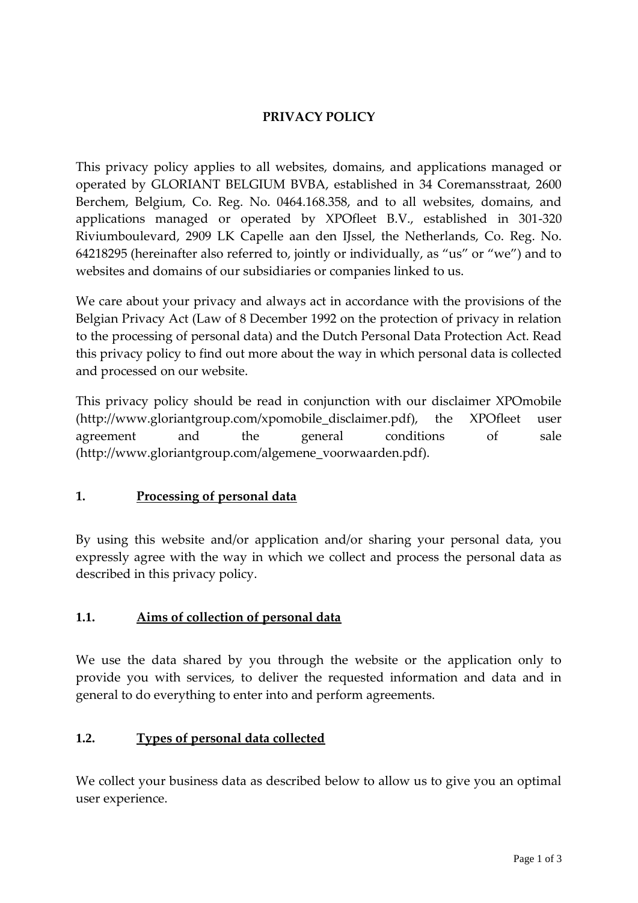# PRIVACY POLICY

This privacy policy applies to all websites, domains, and applications managed or operated by GLORIANT BELGIUM BVBA, established in 34 Coremansstraat, 2600 Berchem, Belgium, Co. Reg. No. 0464.168.358, and to all websites, domains, and applications managed or operated by XPOfleet B.V., established in 301-320 Riviumboulevard, 2909 LK Capelle aan den IJssel, the Netherlands, Co. Reg. No. 64218295 (hereinafter also referred to, jointly or individually, as "us" or "we") and to websites and domains of our subsidiaries or companies linked to us.

We care about your privacy and always act in accordance with the provisions of the Belgian Privacy Act (Law of 8 December 1992 on the protection of privacy in relation to the processing of personal data) and the Dutch Personal Data Protection Act. Read this privacy policy to find out more about the way in which personal data is collected and processed on our website.

This privacy policy should be read in conjunction with our disclaimer XPOmobile (http://www.gloriantgroup.com/xpomobile_disclaimer.pdf), the XPOfleet user agreement and the general conditions of sale (http://www.gloriantgroup.com/algemene_voorwaarden.pdf).

## 1. Processing of personal data

By using this website and/or application and/or sharing your personal data, you expressly agree with the way in which we collect and process the personal data as described in this privacy policy.

### 1.1. Aims of collection of personal data

We use the data shared by you through the website or the application only to provide you with services, to deliver the requested information and data and in general to do everything to enter into and perform agreements.

### 1.2. Types of personal data collected

We collect your business data as described below to allow us to give you an optimal user experience.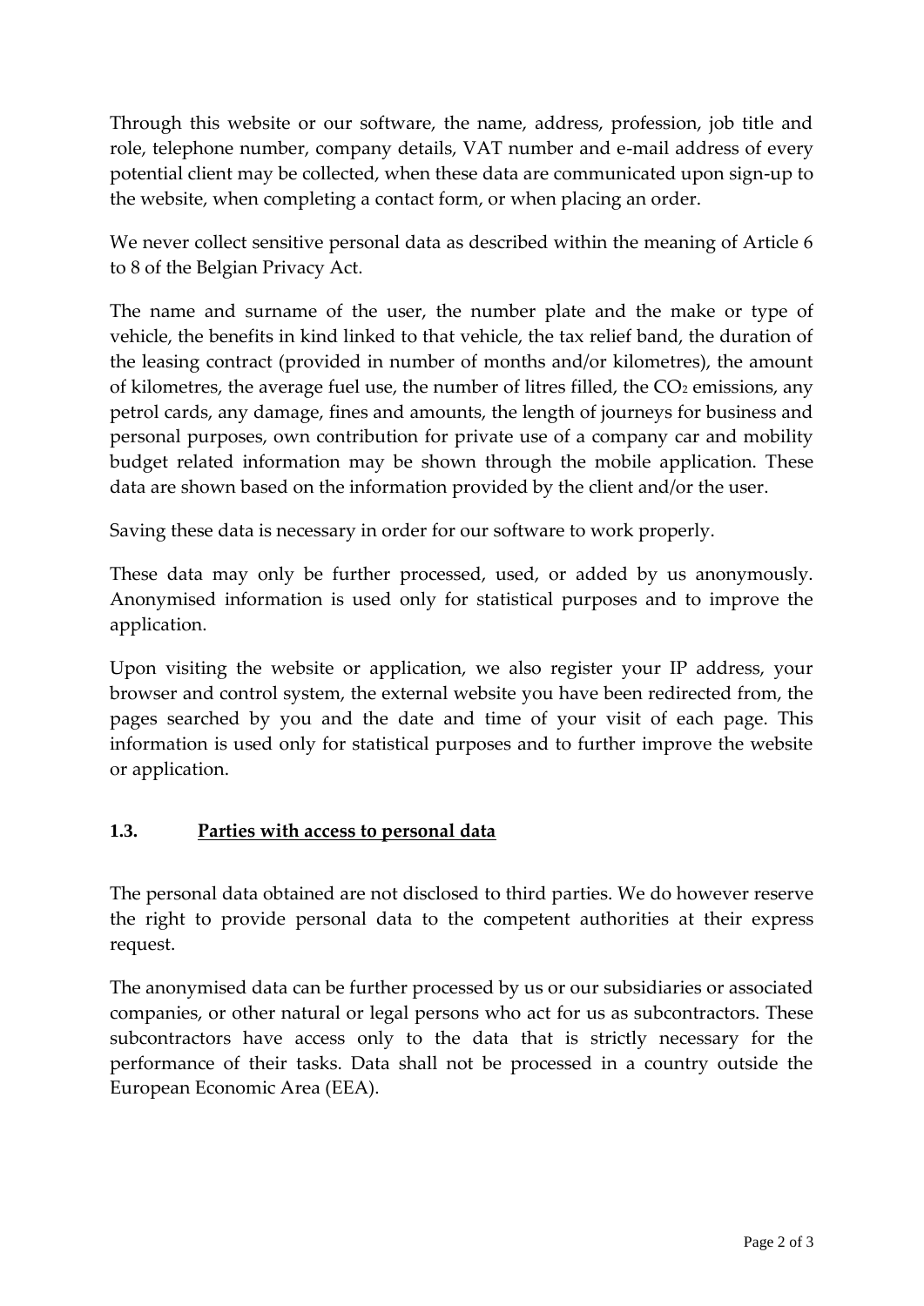Through this website or our software, the name, address, profession, job title and role, telephone number, company details, VAT number and e-mail address of every potential client may be collected, when these data are communicated upon sign-up to the website, when completing a contact form, or when placing an order.

We never collect sensitive personal data as described within the meaning of Article 6 to 8 of the Belgian Privacy Act.

The name and surname of the user, the number plate and the make or type of vehicle, the benefits in kind linked to that vehicle, the tax relief band, the duration of the leasing contract (provided in number of months and/or kilometres), the amount of kilometres, the average fuel use, the number of litres filled, the $CO_2$ emissions, any petrol cards, any damage, fines and amounts, the length of journeys for business and personal purposes, own contribution for private use of a company car and mobility budget related information may be shown through the mobile application. These data are shown based on the information provided by the client and/or the user.

Saving these data is necessary in order for our software to work properly.

These data may only be further processed, used, or added by us anonymously. Anonymised information is used only for statistical purposes and to improve the application.

Upon visiting the website or application, we also register your IP address, your browser and control system, the external website you have been redirected from, the pages searched by you and the date and time of your visit of each page. This information is used only for statistical purposes and to further improve the website or application.

### 1.3. Parties with access to personal data

The personal data obtained are not disclosed to third parties. We do however reserve the right to provide personal data to the competent authorities at their express request.

The anonymised data can be further processed by us or our subsidiaries or associated companies, or other natural or legal persons who act for us as subcontractors. These subcontractors have access only to the data that is strictly necessary for the performance of their tasks. Data shall not be processed in a country outside the European Economic Area (EEA).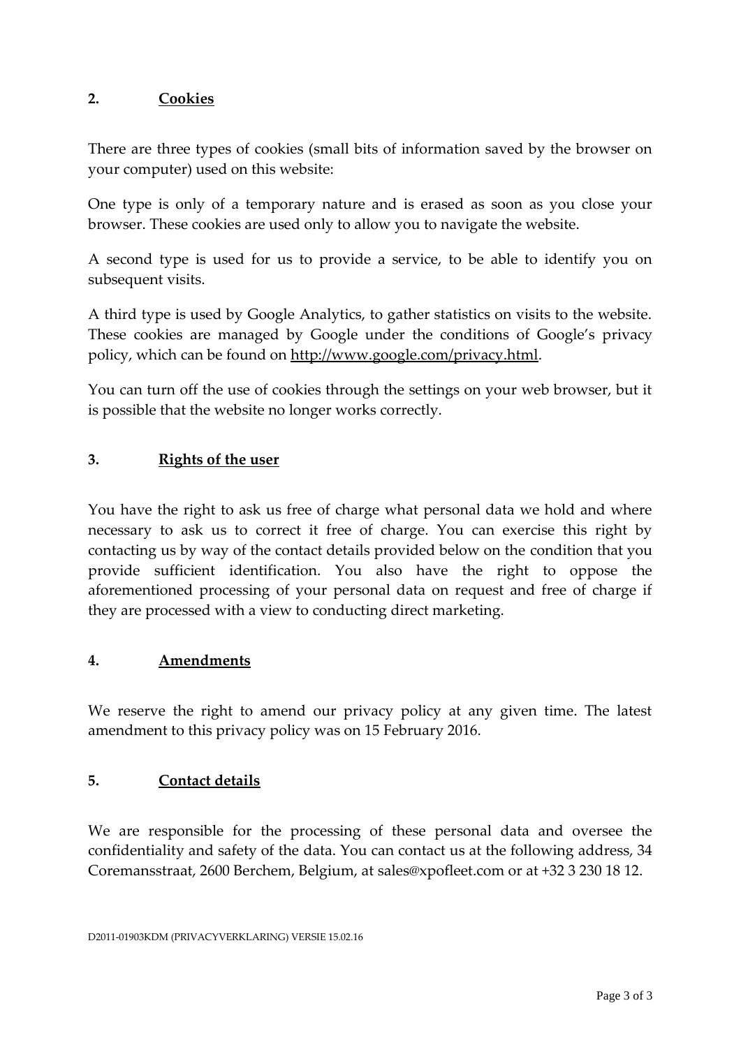## 2. Cookies

There are three types of cookies (small bits of information saved by the browser on your computer) used on this website:

One type is only of a temporary nature and is erased as soon as you close your browser. These cookies are used only to allow you to navigate the website.

A second type is used for us to provide a service, to be able to identify you on subsequent visits.

A third type is used by Google Analytics, to gather statistics on visits to the website. These cookies are managed by Google under the conditions of Google's privacy policy, which can be found on http://www.google.com/privacy.html.

You can turn off the use of cookies through the settings on your web browser, but it is possible that the website no longer works correctly.

## 3. Rights of the user

You have the right to ask us free of charge what personal data we hold and where necessary to ask us to correct it free of charge. You can exercise this right by contacting us by way of the contact details provided below on the condition that you provide sufficient identification. You also have the right to oppose the aforementioned processing of your personal data on request and free of charge if they are processed with a view to conducting direct marketing.

## 4. Amendments

We reserve the right to amend our privacy policy at any given time. The latest amendment to this privacy policy was on 15 February 2016.

## 5. Contact details

We are responsible for the processing of these personal data and oversee the confidentiality and safety of the data. You can contact us at the following address, 34 Coremansstraat, 2600 Berchem, Belgium, at sales@xpofleet.com or at +32 3 230 18 12.

D2011-01903KDM (PRIVACYVERKLARING) VERSIE 15.02.16